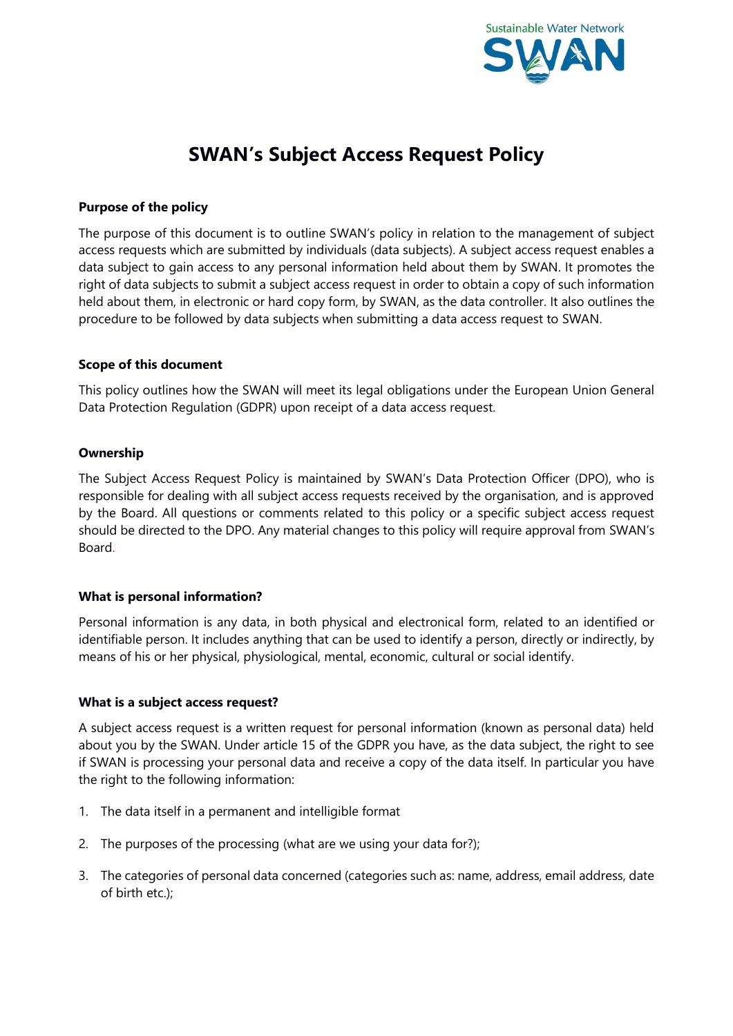# SWAN's Subject Access Request Policy

**Purpose of the policy**

The purpose of this document is to outline SWAN's policy in relation to the management of subject access requests which are submitted by individuals (data subjects). A subject access request enables a data subject to gain access to any personal information held about them by SWAN. It promotes the right of data subjects to submit a subject access request in order to obtain a copy of such information held about them, in electronic or hard copy form, by SWAN, as the data controller. It also outlines the procedure to be followed by data subjects when submitting a data access request to SWAN.

**Scope of this document**

This policy outlines how the SWAN will meet its legal obligations under the European Union General Data Protection Regulation (GDPR) upon receipt of a data access request.

**Ownership**

The Subject Access Request Policy is maintained by SWAN's Data Protection Officer (DPO), who is responsible for dealing with all subject access requests received by the organisation, and is approved by the Board. All questions or comments related to this policy or a specific subject access request should be directed to the DPO. Any material changes to this policy will require approval from SWAN's Board.

**What is personal information?**

Personal information is any data, in both physical and electronical form, related to an identified or identifiable person. It includes anything that can be used to identify a person, directly or indirectly, by means of his or her physical, physiological, mental, economic, cultural or social identify.

**What is a subject access request?**

A subject access request is a written request for personal information (known as personal data) held about you by the SWAN. Under article 15 of the GDPR you have, as the data subject, the right to see if SWAN is processing your personal data and receive a copy of the data itself. In particular you have the right to the following information:

1. The data itself in a permanent and intelligible format
2. The purposes of the processing (what are we using your data for?);
3. The categories of personal data concerned (categories such as: name, address, email address, date of birth etc.);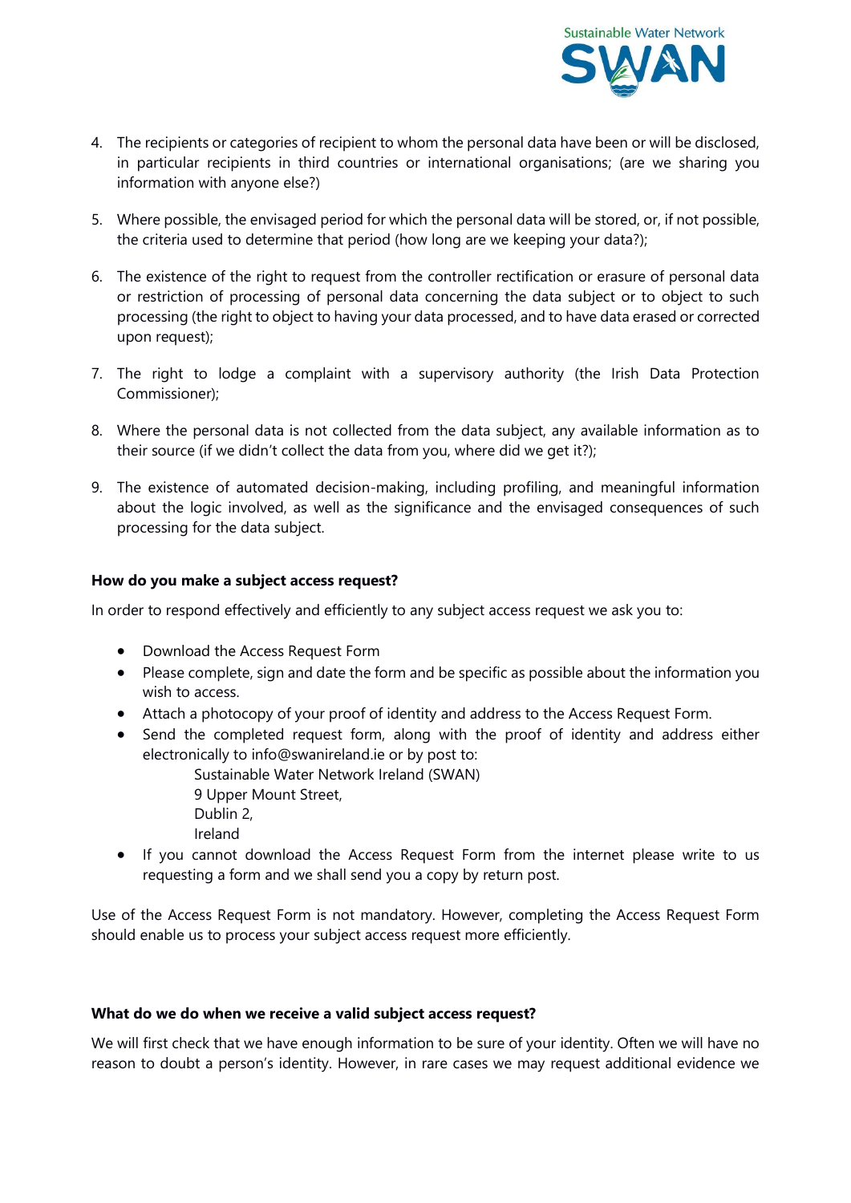4. The recipients or categories of recipient to whom the personal data have been or will be disclosed, in particular recipients in third countries or international organisations; (are we sharing you information with anyone else?)

5. Where possible, the envisaged period for which the personal data will be stored, or, if not possible, the criteria used to determine that period (how long are we keeping your data?);

6. The existence of the right to request from the controller rectification or erasure of personal data or restriction of processing of personal data concerning the data subject or to object to such processing (the right to object to having your data processed, and to have data erased or corrected upon request);

7. The right to lodge a complaint with a supervisory authority (the Irish Data Protection Commissioner);

8. Where the personal data is not collected from the data subject, any available information as to their source (if we didn't collect the data from you, where did we get it?);

9. The existence of automated decision-making, including profiling, and meaningful information about the logic involved, as well as the significance and the envisaged consequences of such processing for the data subject.

**How do you make a subject access request?**

In order to respond effectively and efficiently to any subject access request we ask you to:

- Download the Access Request Form
- Please complete, sign and date the form and be specific as possible about the information you wish to access.
- Attach a photocopy of your proof of identity and address to the Access Request Form.
- Send the completed request form, along with the proof of identity and address either electronically to info@swanireland.ie or by post to:
  Sustainable Water Network Ireland (SWAN)
  9 Upper Mount Street,
  Dublin 2,
  Ireland
- If you cannot download the Access Request Form from the internet please write to us requesting a form and we shall send you a copy by return post.

Use of the Access Request Form is not mandatory. However, completing the Access Request Form should enable us to process your subject access request more efficiently.

**What do we do when we receive a valid subject access request?**

We will first check that we have enough information to be sure of your identity. Often we will have no reason to doubt a person's identity. However, in rare cases we may request additional evidence we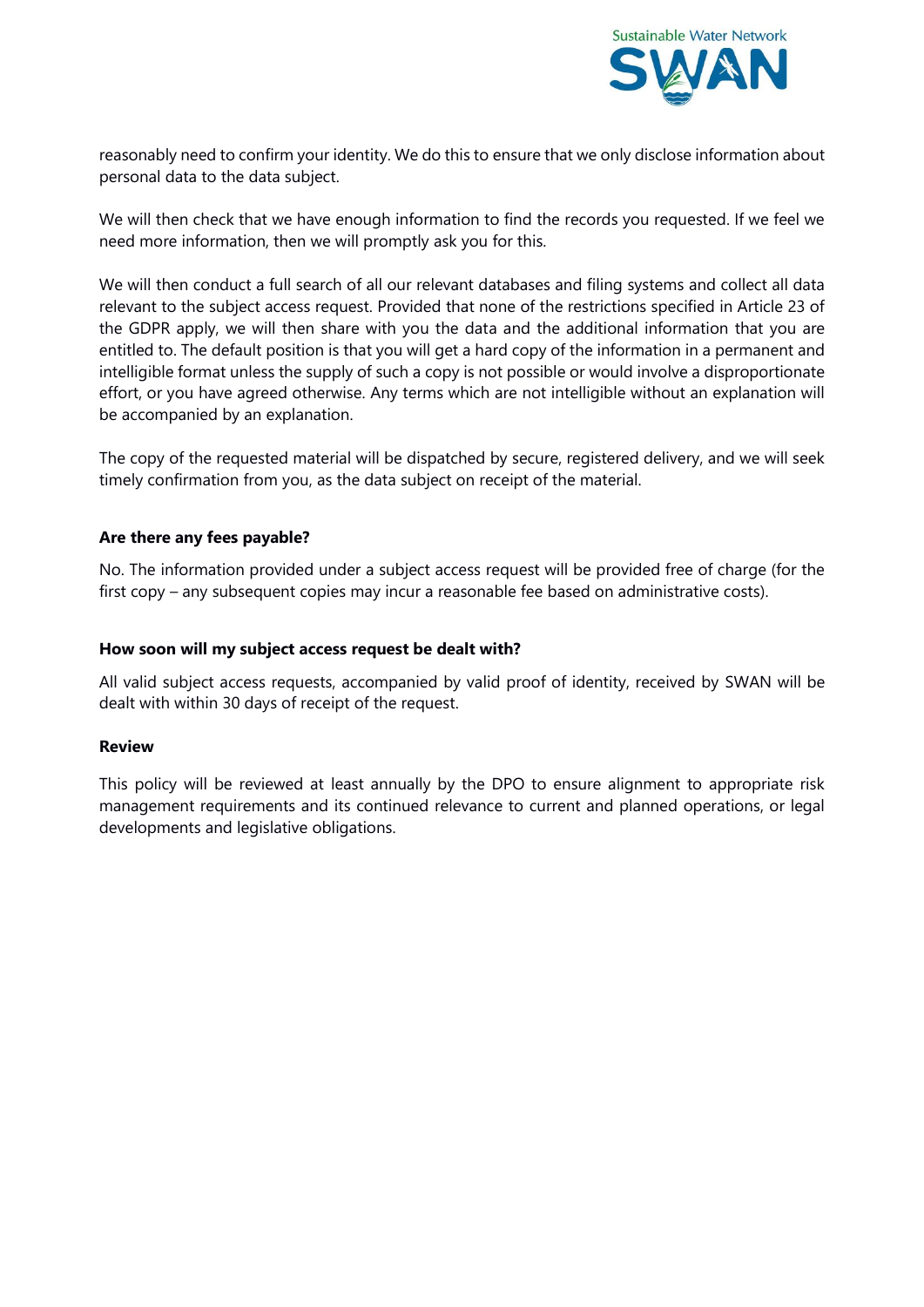reasonably need to confirm your identity. We do this to ensure that we only disclose information about personal data to the data subject.

We will then check that we have enough information to find the records you requested. If we feel we need more information, then we will promptly ask you for this.

We will then conduct a full search of all our relevant databases and filing systems and collect all data relevant to the subject access request. Provided that none of the restrictions specified in Article 23 of the GDPR apply, we will then share with you the data and the additional information that you are entitled to. The default position is that you will get a hard copy of the information in a permanent and intelligible format unless the supply of such a copy is not possible or would involve a disproportionate effort, or you have agreed otherwise. Any terms which are not intelligible without an explanation will be accompanied by an explanation.

The copy of the requested material will be dispatched by secure, registered delivery, and we will seek timely confirmation from you, as the data subject on receipt of the material.

**Are there any fees payable?**

No. The information provided under a subject access request will be provided free of charge (for the first copy – any subsequent copies may incur a reasonable fee based on administrative costs).

**How soon will my subject access request be dealt with?**

All valid subject access requests, accompanied by valid proof of identity, received by SWAN will be dealt with within 30 days of receipt of the request.

**Review**

This policy will be reviewed at least annually by the DPO to ensure alignment to appropriate risk management requirements and its continued relevance to current and planned operations, or legal developments and legislative obligations.